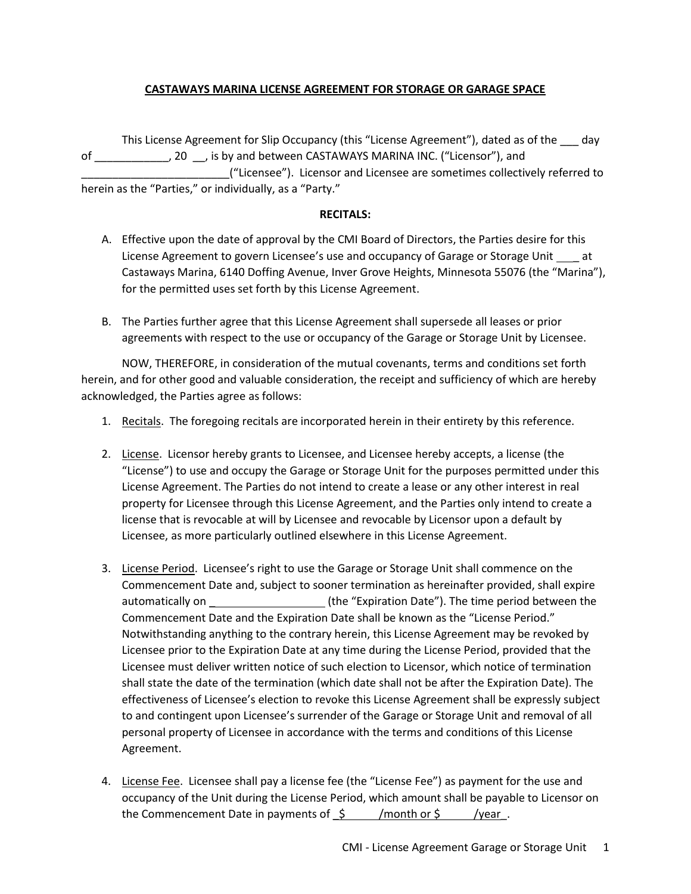**CASTAWAYS MARINA LICENSE AGREEMENT FOR STORAGE OR GARAGE SPACE**

This License Agreement for Slip Occupancy (this "License Agreement"), dated as of the ___ day of ____________, 20 __, is by and between CASTAWAYS MARINA INC. ("Licensor"), and ________________________("Licensee"). Licensor and Licensee are sometimes collectively referred to herein as the "Parties," or individually, as a "Party."

**RECITALS:**

A. Effective upon the date of approval by the CMI Board of Directors, the Parties desire for this License Agreement to govern Licensee's use and occupancy of Garage or Storage Unit ____ at Castaways Marina, 6140 Doffing Avenue, Inver Grove Heights, Minnesota 55076 (the "Marina"), for the permitted uses set forth by this License Agreement.

B. The Parties further agree that this License Agreement shall supersede all leases or prior agreements with respect to the use or occupancy of the Garage or Storage Unit by Licensee.

NOW, THEREFORE, in consideration of the mutual covenants, terms and conditions set forth herein, and for other good and valuable consideration, the receipt and sufficiency of which are hereby acknowledged, the Parties agree as follows:

1. Recitals. The foregoing recitals are incorporated herein in their entirety by this reference.

2. License. Licensor hereby grants to Licensee, and Licensee hereby accepts, a license (the "License") to use and occupy the Garage or Storage Unit for the purposes permitted under this License Agreement. The Parties do not intend to create a lease or any other interest in real property for Licensee through this License Agreement, and the Parties only intend to create a license that is revocable at will by Licensee and revocable by Licensor upon a default by Licensee, as more particularly outlined elsewhere in this License Agreement.

3. License Period. Licensee's right to use the Garage or Storage Unit shall commence on the Commencement Date and, subject to sooner termination as hereinafter provided, shall expire automatically on ___________________ (the "Expiration Date"). The time period between the Commencement Date and the Expiration Date shall be known as the "License Period." Notwithstanding anything to the contrary herein, this License Agreement may be revoked by Licensee prior to the Expiration Date at any time during the License Period, provided that the Licensee must deliver written notice of such election to Licensor, which notice of termination shall state the date of the termination (which date shall not be after the Expiration Date). The effectiveness of Licensee's election to revoke this License Agreement shall be expressly subject to and contingent upon Licensee's surrender of the Garage or Storage Unit and removal of all personal property of Licensee in accordance with the terms and conditions of this License Agreement.

4. License Fee. Licensee shall pay a license fee (the "License Fee") as payment for the use and occupancy of the Unit during the License Period, which amount shall be payable to Licensor on the Commencement Date in payments of _$ ______/month or $ ______/year_.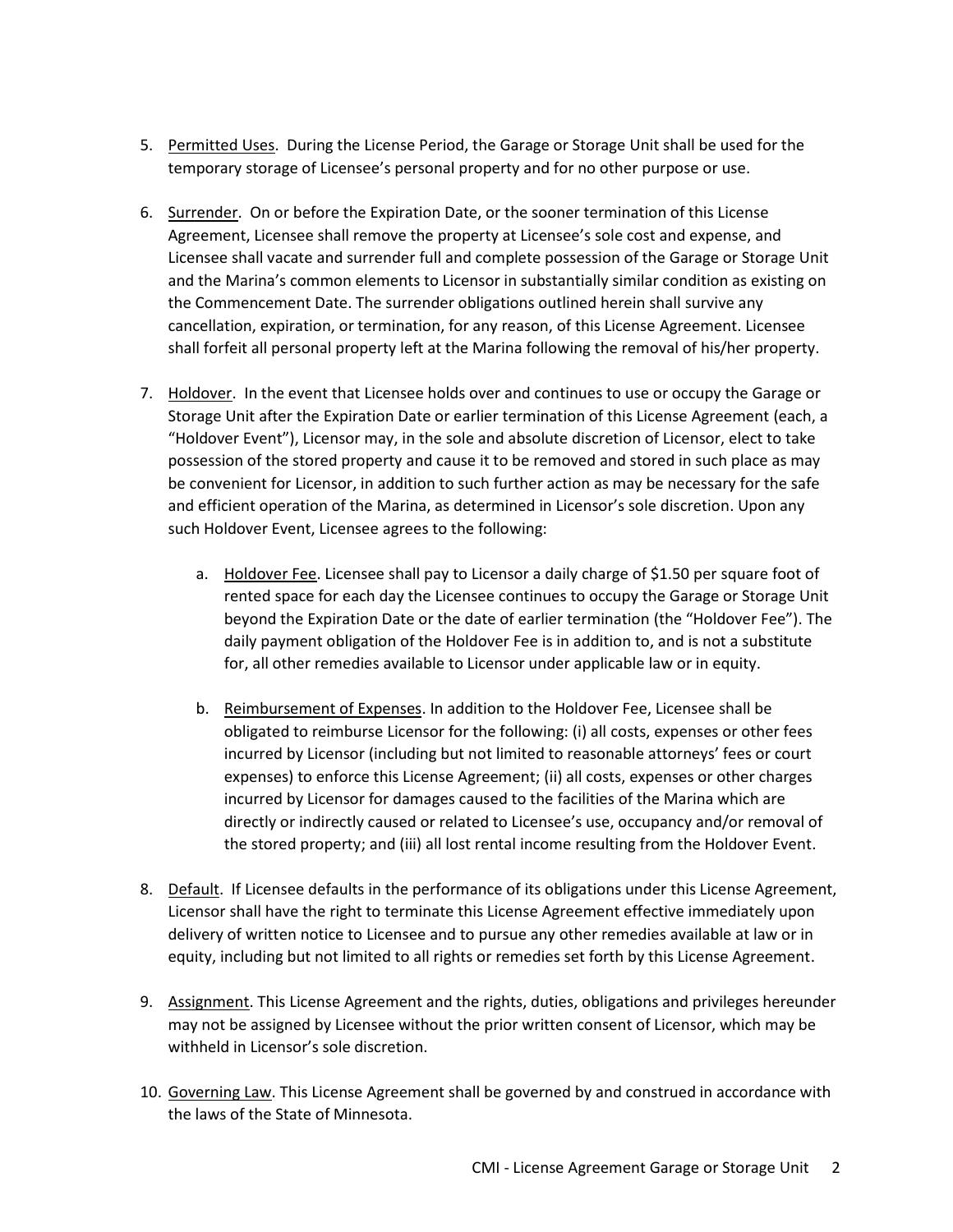5. Permitted Uses. During the License Period, the Garage or Storage Unit shall be used for the temporary storage of Licensee's personal property and for no other purpose or use.

6. Surrender. On or before the Expiration Date, or the sooner termination of this License Agreement, Licensee shall remove the property at Licensee's sole cost and expense, and Licensee shall vacate and surrender full and complete possession of the Garage or Storage Unit and the Marina's common elements to Licensor in substantially similar condition as existing on the Commencement Date. The surrender obligations outlined herein shall survive any cancellation, expiration, or termination, for any reason, of this License Agreement. Licensee shall forfeit all personal property left at the Marina following the removal of his/her property.

7. Holdover. In the event that Licensee holds over and continues to use or occupy the Garage or Storage Unit after the Expiration Date or earlier termination of this License Agreement (each, a "Holdover Event"), Licensor may, in the sole and absolute discretion of Licensor, elect to take possession of the stored property and cause it to be removed and stored in such place as may be convenient for Licensor, in addition to such further action as may be necessary for the safe and efficient operation of the Marina, as determined in Licensor's sole discretion. Upon any such Holdover Event, Licensee agrees to the following:

   a. Holdover Fee. Licensee shall pay to Licensor a daily charge of $1.50 per square foot of rented space for each day the Licensee continues to occupy the Garage or Storage Unit beyond the Expiration Date or the date of earlier termination (the "Holdover Fee"). The daily payment obligation of the Holdover Fee is in addition to, and is not a substitute for, all other remedies available to Licensor under applicable law or in equity.

   b. Reimbursement of Expenses. In addition to the Holdover Fee, Licensee shall be obligated to reimburse Licensor for the following: (i) all costs, expenses or other fees incurred by Licensor (including but not limited to reasonable attorneys' fees or court expenses) to enforce this License Agreement; (ii) all costs, expenses or other charges incurred by Licensor for damages caused to the facilities of the Marina which are directly or indirectly caused or related to Licensee's use, occupancy and/or removal of the stored property; and (iii) all lost rental income resulting from the Holdover Event.

8. Default. If Licensee defaults in the performance of its obligations under this License Agreement, Licensor shall have the right to terminate this License Agreement effective immediately upon delivery of written notice to Licensee and to pursue any other remedies available at law or in equity, including but not limited to all rights or remedies set forth by this License Agreement.

9. Assignment. This License Agreement and the rights, duties, obligations and privileges hereunder may not be assigned by Licensee without the prior written consent of Licensor, which may be withheld in Licensor's sole discretion.

10. Governing Law. This License Agreement shall be governed by and construed in accordance with the laws of the State of Minnesota.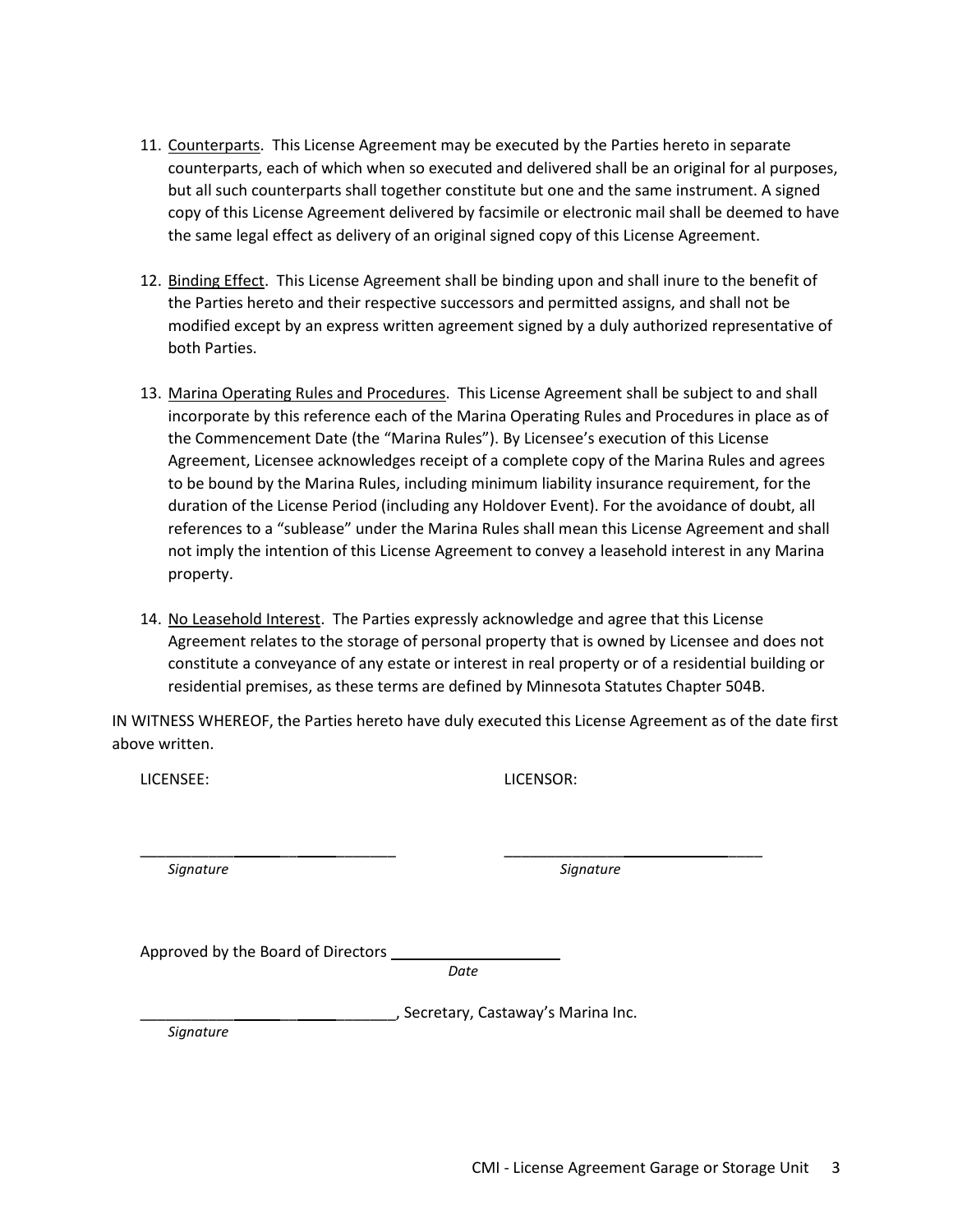11. Counterparts. This License Agreement may be executed by the Parties hereto in separate counterparts, each of which when so executed and delivered shall be an original for al purposes, but all such counterparts shall together constitute but one and the same instrument. A signed copy of this License Agreement delivered by facsimile or electronic mail shall be deemed to have the same legal effect as delivery of an original signed copy of this License Agreement.

12. Binding Effect. This License Agreement shall be binding upon and shall inure to the benefit of the Parties hereto and their respective successors and permitted assigns, and shall not be modified except by an express written agreement signed by a duly authorized representative of both Parties.

13. Marina Operating Rules and Procedures. This License Agreement shall be subject to and shall incorporate by this reference each of the Marina Operating Rules and Procedures in place as of the Commencement Date (the “Marina Rules”). By Licensee’s execution of this License Agreement, Licensee acknowledges receipt of a complete copy of the Marina Rules and agrees to be bound by the Marina Rules, including minimum liability insurance requirement, for the duration of the License Period (including any Holdover Event). For the avoidance of doubt, all references to a “sublease” under the Marina Rules shall mean this License Agreement and shall not imply the intention of this License Agreement to convey a leasehold interest in any Marina property.

14. No Leasehold Interest. The Parties expressly acknowledge and agree that this License Agreement relates to the storage of personal property that is owned by Licensee and does not constitute a conveyance of any estate or interest in real property or of a residential building or residential premises, as these terms are defined by Minnesota Statutes Chapter 504B.

IN WITNESS WHEREOF, the Parties hereto have duly executed this License Agreement as of the date first above written.

LICENSEE:

______________________________
*Signature*

LICENSOR:

______________________________
*Signature*

Approved by the Board of Directors ____________________
*Date*

______________________________, Secretary, Castaway’s Marina Inc.
*Signature*